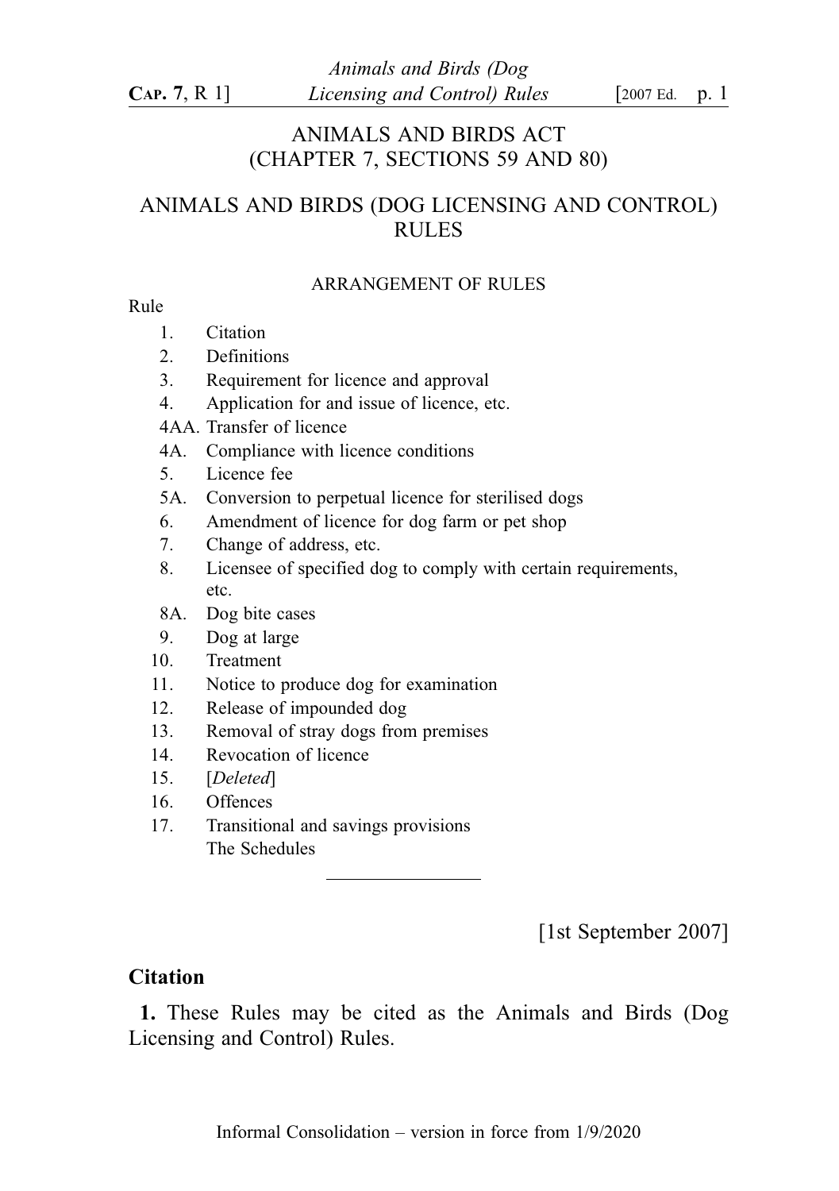# ANIMALS AND BIRDS ACT
## (CHAPTER 7, SECTIONS 59 AND 80)

# ANIMALS AND BIRDS (DOG LICENSING AND CONTROL) RULES

ARRANGEMENT OF RULES

Rule

1. Citation
2. Definitions
3. Requirement for licence and approval
4. Application for and issue of licence, etc.

4AA. Transfer of licence

4A. Compliance with licence conditions

5. Licence fee

5A. Conversion to perpetual licence for sterilised dogs

6. Amendment of licence for dog farm or pet shop
7. Change of address, etc.
8. Licensee of specified dog to comply with certain requirements, etc.

8A. Dog bite cases

9. Dog at large
10. Treatment
11. Notice to produce dog for examination
12. Release of impounded dog
13. Removal of stray dogs from premises
14. Revocation of licence
15. [*Deleted*]
16. Offences
17. Transitional and savings provisions

The Schedules

---

[1st September 2007]

## Citation

**1.** These Rules may be cited as the Animals and Birds (Dog Licensing and Control) Rules.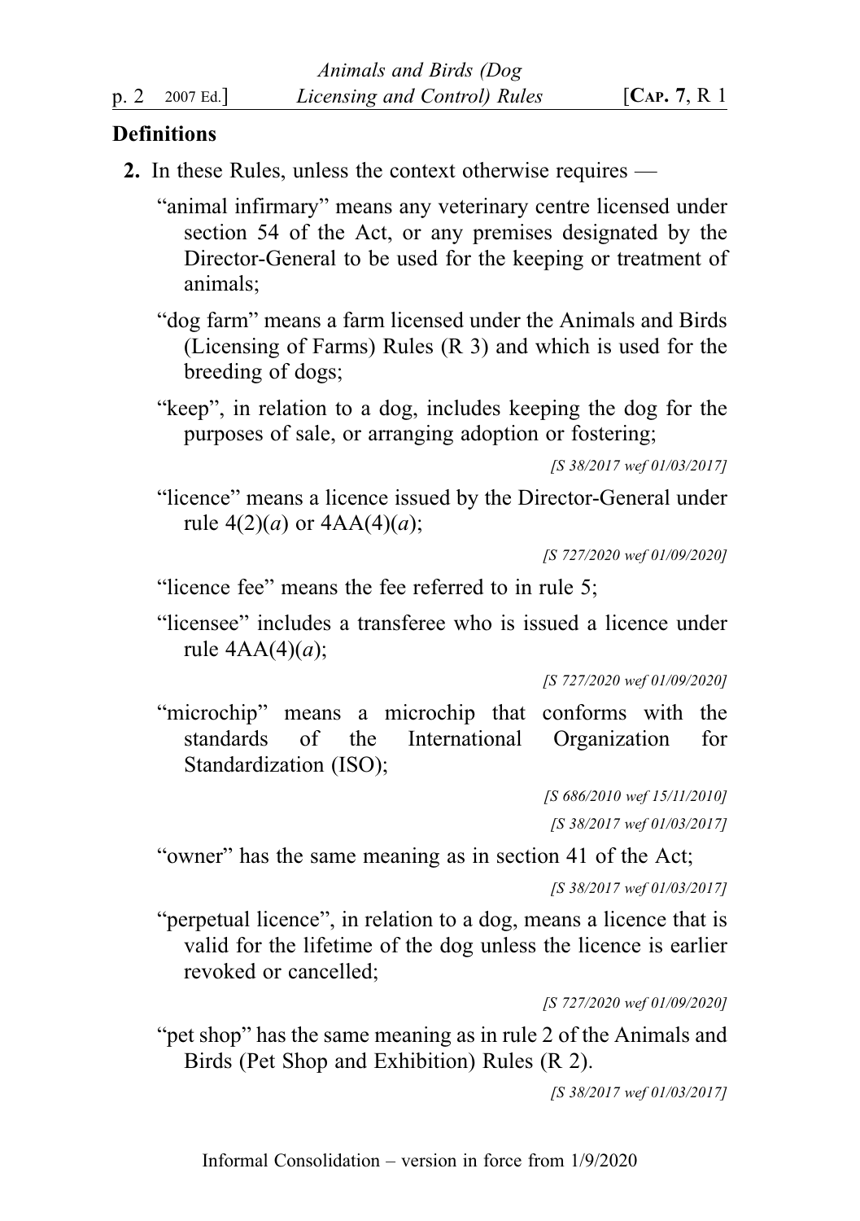## Definitions

**2.** In these Rules, unless the context otherwise requires —

"animal infirmary" means any veterinary centre licensed under section 54 of the Act, or any premises designated by the Director-General to be used for the keeping or treatment of animals;

"dog farm" means a farm licensed under the Animals and Birds (Licensing of Farms) Rules (R 3) and which is used for the breeding of dogs;

"keep", in relation to a dog, includes keeping the dog for the purposes of sale, or arranging adoption or fostering;

*[S 38/2017 wef 01/03/2017]*

"licence" means a licence issued by the Director-General under rule 4(2)(*a*) or 4AA(4)(*a*);

*[S 727/2020 wef 01/09/2020]*

"licence fee" means the fee referred to in rule 5;

"licensee" includes a transferee who is issued a licence under rule 4AA(4)(*a*);

*[S 727/2020 wef 01/09/2020]*

"microchip" means a microchip that conforms with the standards of the International Organization for Standardization (ISO);

*[S 686/2010 wef 15/11/2010]*

*[S 38/2017 wef 01/03/2017]*

"owner" has the same meaning as in section 41 of the Act;

*[S 38/2017 wef 01/03/2017]*

"perpetual licence", in relation to a dog, means a licence that is valid for the lifetime of the dog unless the licence is earlier revoked or cancelled;

*[S 727/2020 wef 01/09/2020]*

"pet shop" has the same meaning as in rule 2 of the Animals and Birds (Pet Shop and Exhibition) Rules (R 2).

*[S 38/2017 wef 01/03/2017]*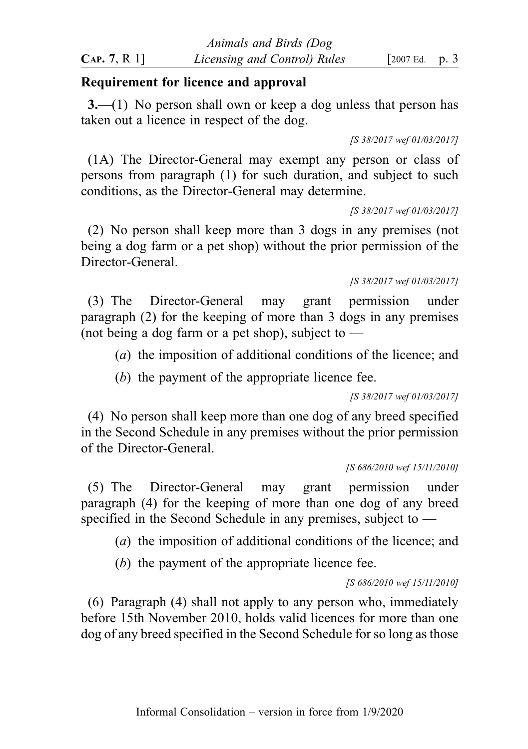**Requirement for licence and approval**

**3.**—(1) No person shall own or keep a dog unless that person has taken out a licence in respect of the dog.

*[S 38/2017 wef 01/03/2017]*

(1A) The Director-General may exempt any person or class of persons from paragraph (1) for such duration, and subject to such conditions, as the Director-General may determine.

*[S 38/2017 wef 01/03/2017]*

(2) No person shall keep more than 3 dogs in any premises (not being a dog farm or a pet shop) without the prior permission of the Director-General.

*[S 38/2017 wef 01/03/2017]*

(3) The Director-General may grant permission under paragraph (2) for the keeping of more than 3 dogs in any premises (not being a dog farm or a pet shop), subject to —

(*a*) the imposition of additional conditions of the licence; and

(*b*) the payment of the appropriate licence fee.

*[S 38/2017 wef 01/03/2017]*

(4) No person shall keep more than one dog of any breed specified in the Second Schedule in any premises without the prior permission of the Director-General.

*[S 686/2010 wef 15/11/2010]*

(5) The Director-General may grant permission under paragraph (4) for the keeping of more than one dog of any breed specified in the Second Schedule in any premises, subject to —

(*a*) the imposition of additional conditions of the licence; and

(*b*) the payment of the appropriate licence fee.

*[S 686/2010 wef 15/11/2010]*

(6) Paragraph (4) shall not apply to any person who, immediately before 15th November 2010, holds valid licences for more than one dog of any breed specified in the Second Schedule for so long as those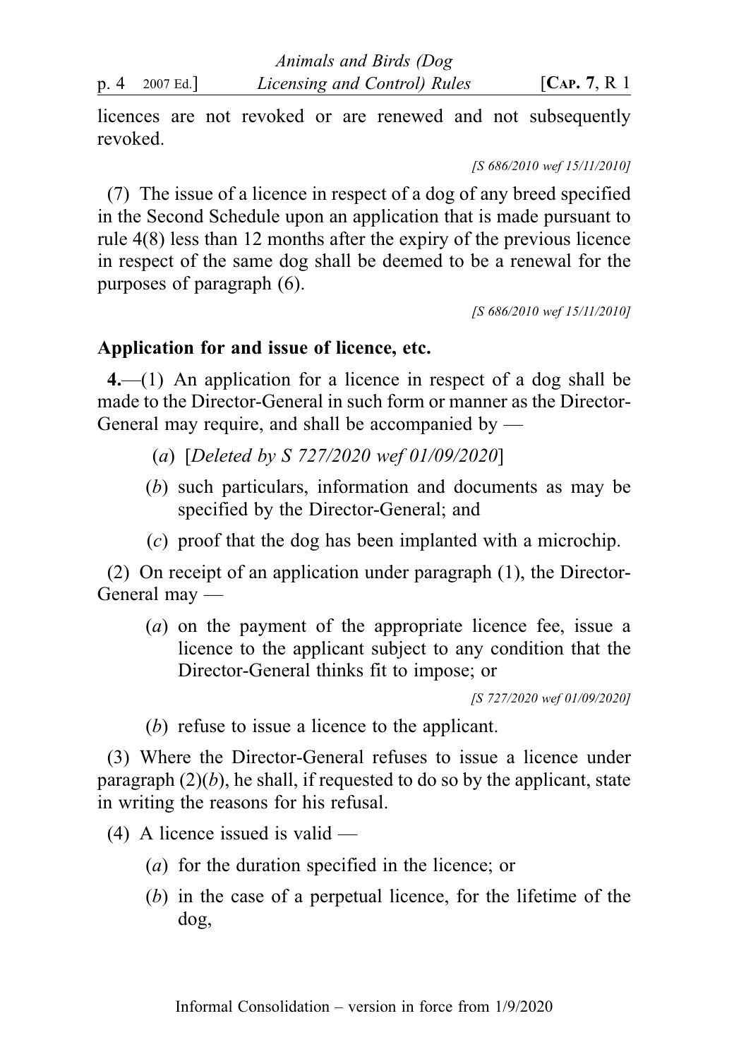licences are not revoked or are renewed and not subsequently revoked.

*[S 686/2010 wef 15/11/2010]*

(7) The issue of a licence in respect of a dog of any breed specified in the Second Schedule upon an application that is made pursuant to rule 4(8) less than 12 months after the expiry of the previous licence in respect of the same dog shall be deemed to be a renewal for the purposes of paragraph (6).

*[S 686/2010 wef 15/11/2010]*

**Application for and issue of licence, etc.**

**4.**—(1) An application for a licence in respect of a dog shall be made to the Director-General in such form or manner as the Director-General may require, and shall be accompanied by —

- (*a*) [*Deleted by S 727/2020 wef 01/09/2020*]
- (*b*) such particulars, information and documents as may be specified by the Director-General; and
- (*c*) proof that the dog has been implanted with a microchip.

(2) On receipt of an application under paragraph (1), the Director-General may —

- (*a*) on the payment of the appropriate licence fee, issue a licence to the applicant subject to any condition that the Director-General thinks fit to impose; or

  *[S 727/2020 wef 01/09/2020]*

- (*b*) refuse to issue a licence to the applicant.

(3) Where the Director-General refuses to issue a licence under paragraph (2)(*b*), he shall, if requested to do so by the applicant, state in writing the reasons for his refusal.

(4) A licence issued is valid —

- (*a*) for the duration specified in the licence; or
- (*b*) in the case of a perpetual licence, for the lifetime of the dog,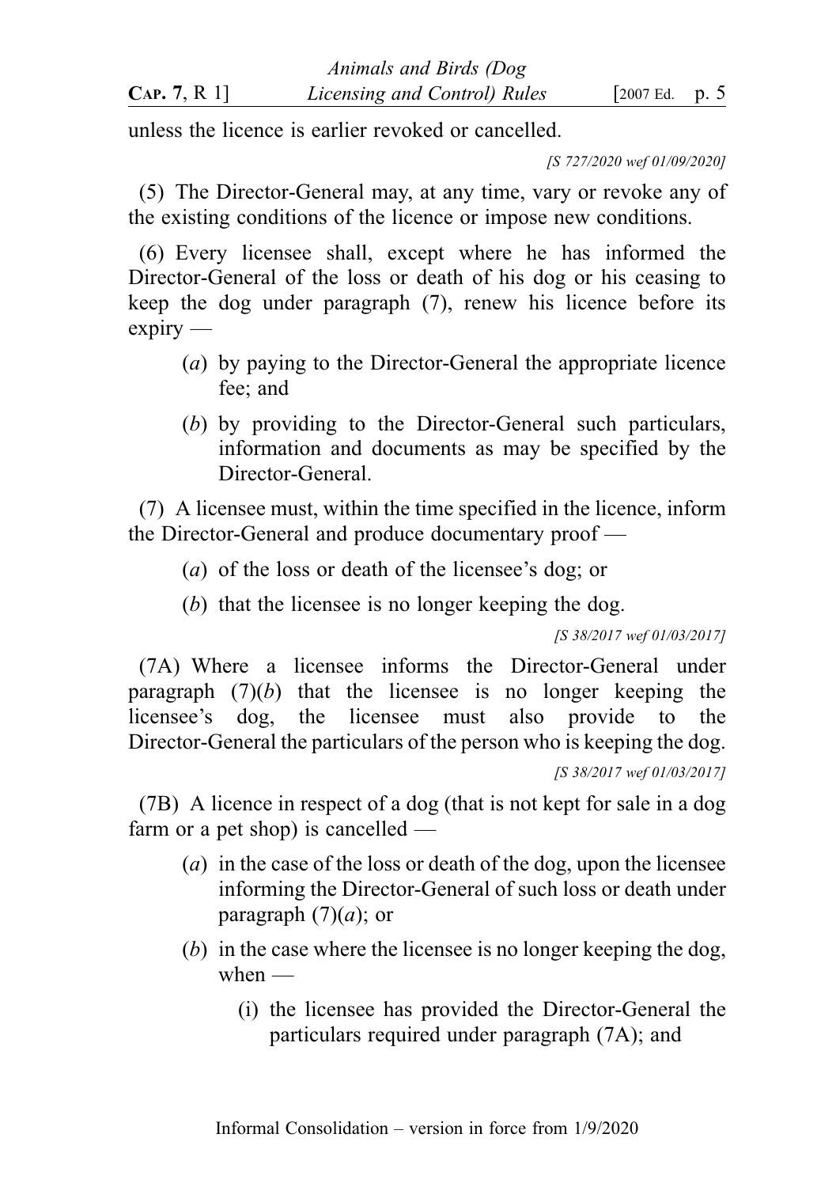unless the licence is earlier revoked or cancelled.

[S 727/2020 wef 01/09/2020]

(5) The Director-General may, at any time, vary or revoke any of the existing conditions of the licence or impose new conditions.

(6) Every licensee shall, except where he has informed the Director-General of the loss or death of his dog or his ceasing to keep the dog under paragraph (7), renew his licence before its expiry —

- (*a*) by paying to the Director-General the appropriate licence fee; and
- (*b*) by providing to the Director-General such particulars, information and documents as may be specified by the Director-General.

(7) A licensee must, within the time specified in the licence, inform the Director-General and produce documentary proof —

- (*a*) of the loss or death of the licensee's dog; or
- (*b*) that the licensee is no longer keeping the dog.

[S 38/2017 wef 01/03/2017]

(7A) Where a licensee informs the Director-General under paragraph (7)(*b*) that the licensee is no longer keeping the licensee's dog, the licensee must also provide to the Director-General the particulars of the person who is keeping the dog.

[S 38/2017 wef 01/03/2017]

(7B) A licence in respect of a dog (that is not kept for sale in a dog farm or a pet shop) is cancelled —

- (*a*) in the case of the loss or death of the dog, upon the licensee informing the Director-General of such loss or death under paragraph (7)(*a*); or
- (*b*) in the case where the licensee is no longer keeping the dog, when —
  - (i) the licensee has provided the Director-General the particulars required under paragraph (7A); and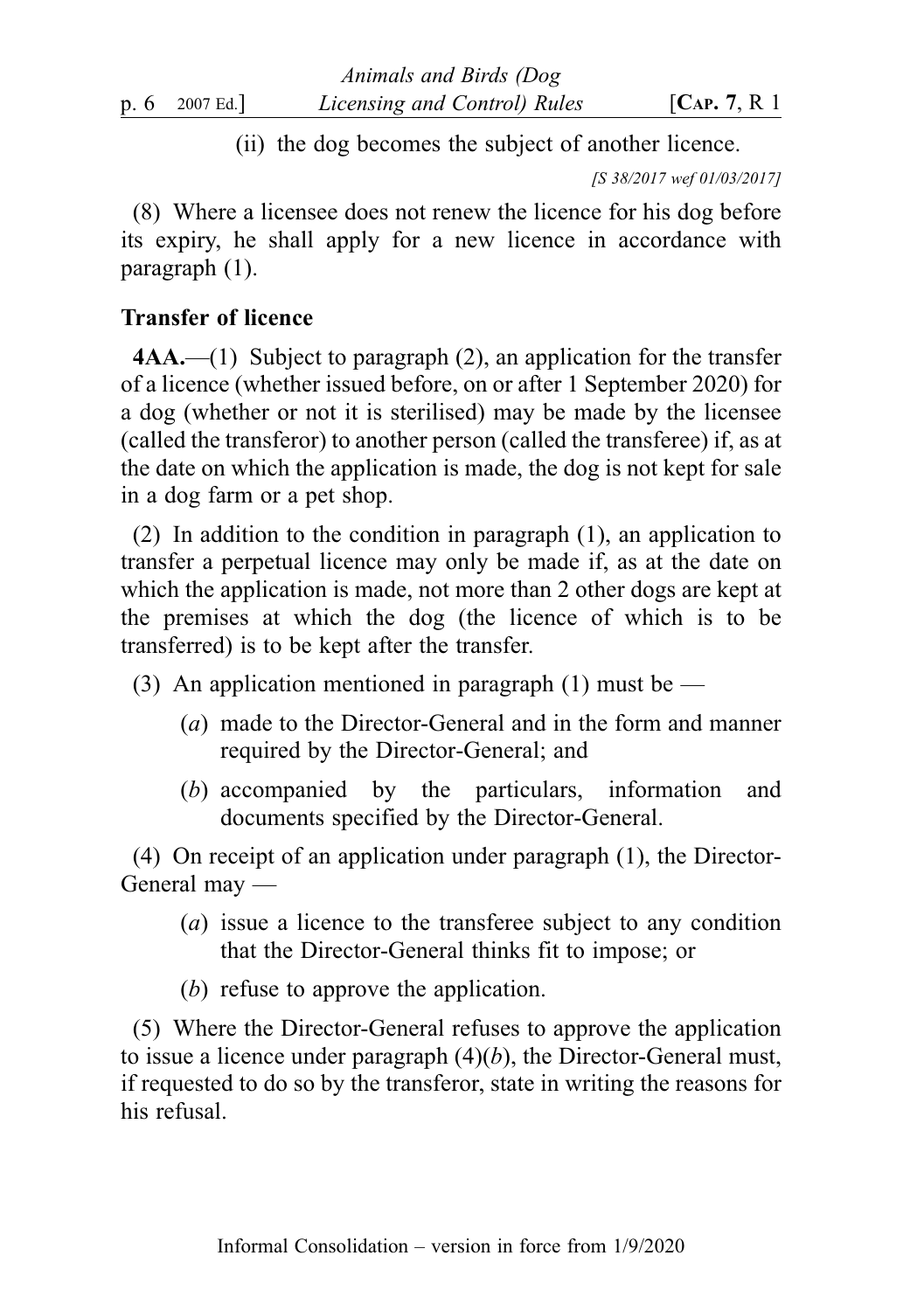(ii) the dog becomes the subject of another licence.

[S 38/2017 wef 01/03/2017]

(8) Where a licensee does not renew the licence for his dog before its expiry, he shall apply for a new licence in accordance with paragraph (1).

### Transfer of licence

**4AA.**—(1) Subject to paragraph (2), an application for the transfer of a licence (whether issued before, on or after 1 September 2020) for a dog (whether or not it is sterilised) may be made by the licensee (called the transferor) to another person (called the transferee) if, as at the date on which the application is made, the dog is not kept for sale in a dog farm or a pet shop.

(2) In addition to the condition in paragraph (1), an application to transfer a perpetual licence may only be made if, as at the date on which the application is made, not more than 2 other dogs are kept at the premises at which the dog (the licence of which is to be transferred) is to be kept after the transfer.

(3) An application mentioned in paragraph (1) must be —

(*a*) made to the Director-General and in the form and manner required by the Director-General; and

(*b*) accompanied by the particulars, information and documents specified by the Director-General.

(4) On receipt of an application under paragraph (1), the Director-General may —

(*a*) issue a licence to the transferee subject to any condition that the Director-General thinks fit to impose; or

(*b*) refuse to approve the application.

(5) Where the Director-General refuses to approve the application to issue a licence under paragraph (4)(*b*), the Director-General must, if requested to do so by the transferor, state in writing the reasons for his refusal.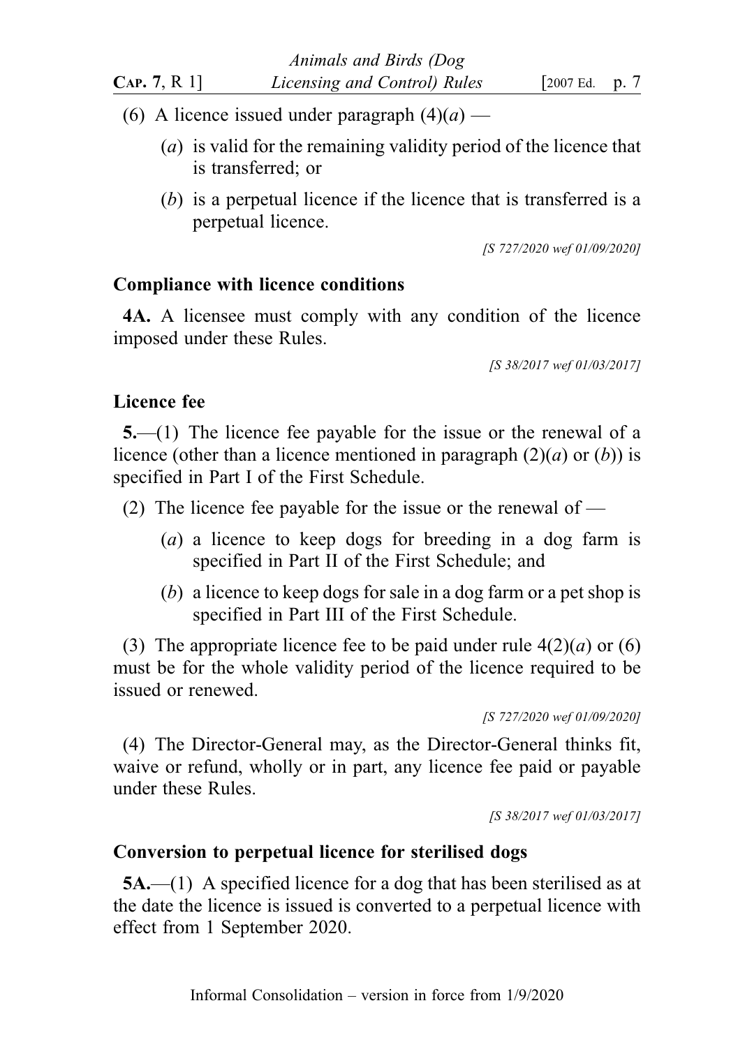(6) A licence issued under paragraph (4)(*a*) —

(*a*) is valid for the remaining validity period of the licence that is transferred; or

(*b*) is a perpetual licence if the licence that is transferred is a perpetual licence.

*[S 727/2020 wef 01/09/2020]*

### Compliance with licence conditions

**4A.** A licensee must comply with any condition of the licence imposed under these Rules.

*[S 38/2017 wef 01/03/2017]*

### Licence fee

**5.**—(1) The licence fee payable for the issue or the renewal of a licence (other than a licence mentioned in paragraph (2)(*a*) or (*b*)) is specified in Part I of the First Schedule.

(2) The licence fee payable for the issue or the renewal of —

(*a*) a licence to keep dogs for breeding in a dog farm is specified in Part II of the First Schedule; and

(*b*) a licence to keep dogs for sale in a dog farm or a pet shop is specified in Part III of the First Schedule.

(3) The appropriate licence fee to be paid under rule 4(2)(*a*) or (6) must be for the whole validity period of the licence required to be issued or renewed.

*[S 727/2020 wef 01/09/2020]*

(4) The Director-General may, as the Director-General thinks fit, waive or refund, wholly or in part, any licence fee paid or payable under these Rules.

*[S 38/2017 wef 01/03/2017]*

### Conversion to perpetual licence for sterilised dogs

**5A.**—(1) A specified licence for a dog that has been sterilised as at the date the licence is issued is converted to a perpetual licence with effect from 1 September 2020.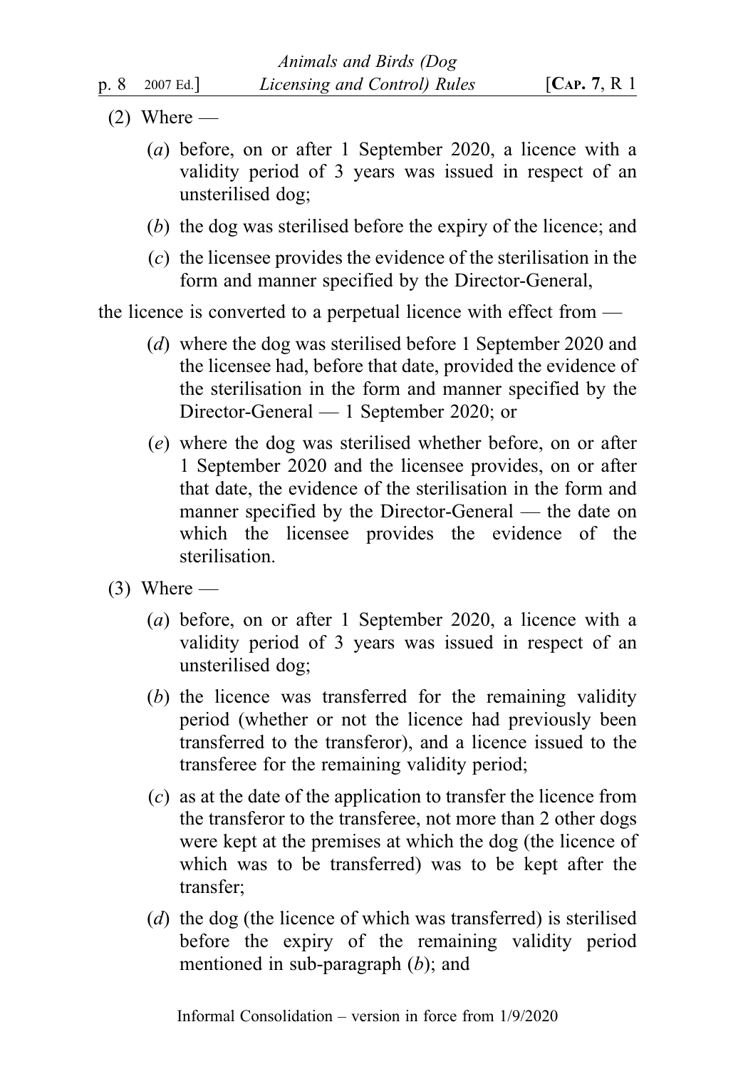(2) Where —

(*a*) before, on or after 1 September 2020, a licence with a validity period of 3 years was issued in respect of an unsterilised dog;

(*b*) the dog was sterilised before the expiry of the licence; and

(*c*) the licensee provides the evidence of the sterilisation in the form and manner specified by the Director-General,

the licence is converted to a perpetual licence with effect from —

(*d*) where the dog was sterilised before 1 September 2020 and the licensee had, before that date, provided the evidence of the sterilisation in the form and manner specified by the Director-General — 1 September 2020; or

(*e*) where the dog was sterilised whether before, on or after 1 September 2020 and the licensee provides, on or after that date, the evidence of the sterilisation in the form and manner specified by the Director-General — the date on which the licensee provides the evidence of the sterilisation.

(3) Where —

(*a*) before, on or after 1 September 2020, a licence with a validity period of 3 years was issued in respect of an unsterilised dog;

(*b*) the licence was transferred for the remaining validity period (whether or not the licence had previously been transferred to the transferor), and a licence issued to the transferee for the remaining validity period;

(*c*) as at the date of the application to transfer the licence from the transferor to the transferee, not more than 2 other dogs were kept at the premises at which the dog (the licence of which was to be transferred) was to be kept after the transfer;

(*d*) the dog (the licence of which was transferred) is sterilised before the expiry of the remaining validity period mentioned in sub-paragraph (*b*); and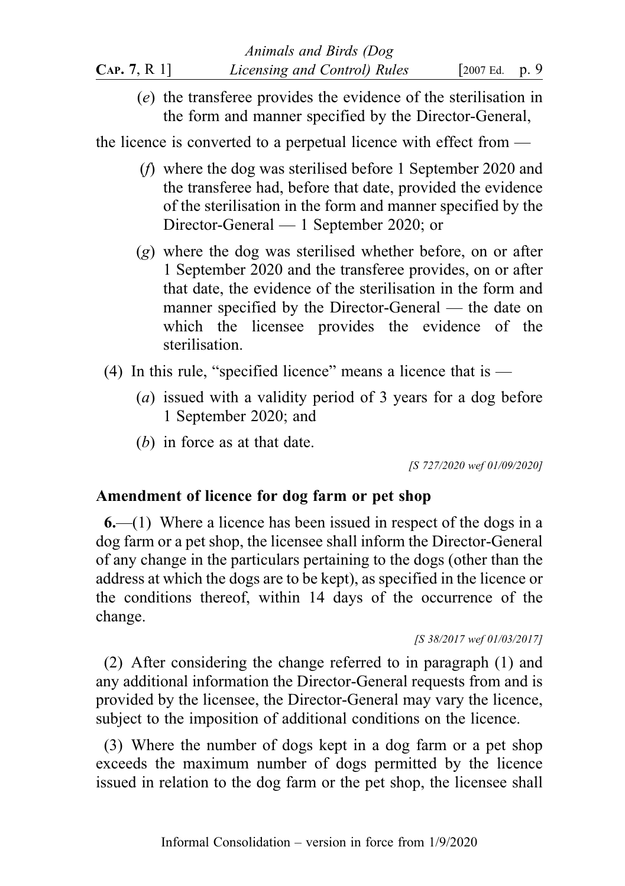(*e*) the transferee provides the evidence of the sterilisation in the form and manner specified by the Director-General,

the licence is converted to a perpetual licence with effect from —

(*f*) where the dog was sterilised before 1 September 2020 and the transferee had, before that date, provided the evidence of the sterilisation in the form and manner specified by the Director-General — 1 September 2020; or

(*g*) where the dog was sterilised whether before, on or after 1 September 2020 and the transferee provides, on or after that date, the evidence of the sterilisation in the form and manner specified by the Director-General — the date on which the licensee provides the evidence of the sterilisation.

(4) In this rule, "specified licence" means a licence that is —

(*a*) issued with a validity period of 3 years for a dog before 1 September 2020; and

(*b*) in force as at that date.

*[S 727/2020 wef 01/09/2020]*

**Amendment of licence for dog farm or pet shop**

**6.**—(1) Where a licence has been issued in respect of the dogs in a dog farm or a pet shop, the licensee shall inform the Director-General of any change in the particulars pertaining to the dogs (other than the address at which the dogs are to be kept), as specified in the licence or the conditions thereof, within 14 days of the occurrence of the change.

*[S 38/2017 wef 01/03/2017]*

(2) After considering the change referred to in paragraph (1) and any additional information the Director-General requests from and is provided by the licensee, the Director-General may vary the licence, subject to the imposition of additional conditions on the licence.

(3) Where the number of dogs kept in a dog farm or a pet shop exceeds the maximum number of dogs permitted by the licence issued in relation to the dog farm or the pet shop, the licensee shall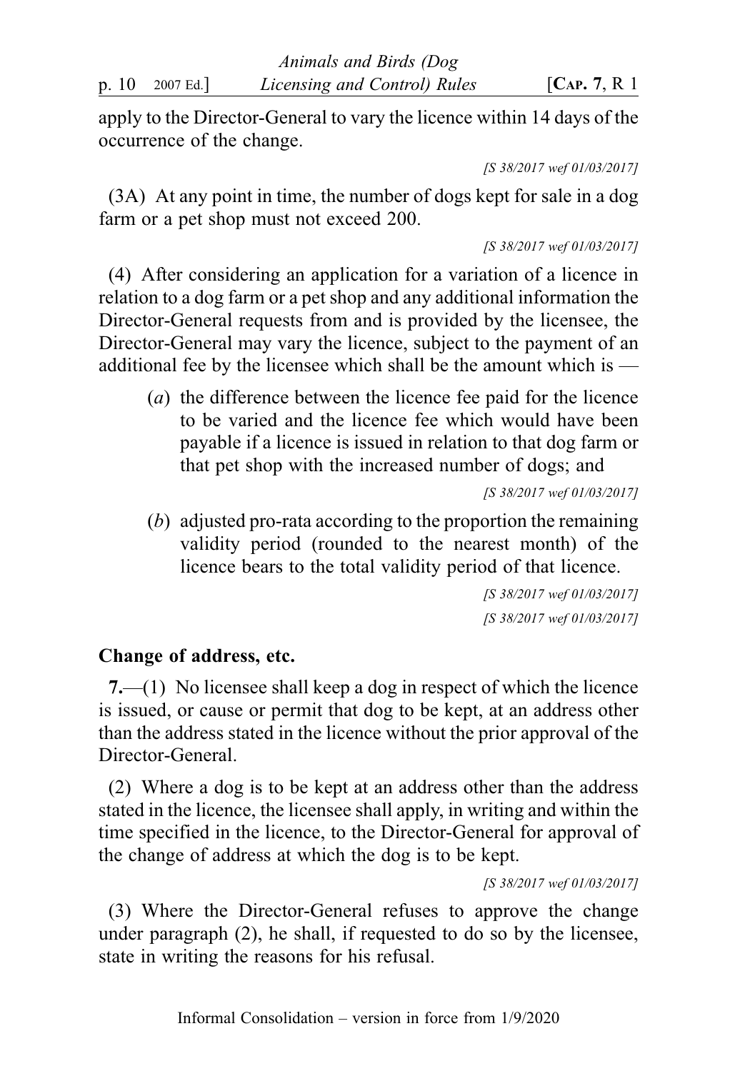apply to the Director-General to vary the licence within 14 days of the occurrence of the change.

*[S 38/2017 wef 01/03/2017]*

(3A) At any point in time, the number of dogs kept for sale in a dog farm or a pet shop must not exceed 200.

*[S 38/2017 wef 01/03/2017]*

(4) After considering an application for a variation of a licence in relation to a dog farm or a pet shop and any additional information the Director-General requests from and is provided by the licensee, the Director-General may vary the licence, subject to the payment of an additional fee by the licensee which shall be the amount which is —

(*a*) the difference between the licence fee paid for the licence to be varied and the licence fee which would have been payable if a licence is issued in relation to that dog farm or that pet shop with the increased number of dogs; and

*[S 38/2017 wef 01/03/2017]*

(*b*) adjusted pro-rata according to the proportion the remaining validity period (rounded to the nearest month) of the licence bears to the total validity period of that licence.

*[S 38/2017 wef 01/03/2017]*
*[S 38/2017 wef 01/03/2017]*

### Change of address, etc.

**7.**—(1) No licensee shall keep a dog in respect of which the licence is issued, or cause or permit that dog to be kept, at an address other than the address stated in the licence without the prior approval of the Director-General.

(2) Where a dog is to be kept at an address other than the address stated in the licence, the licensee shall apply, in writing and within the time specified in the licence, to the Director-General for approval of the change of address at which the dog is to be kept.

*[S 38/2017 wef 01/03/2017]*

(3) Where the Director-General refuses to approve the change under paragraph (2), he shall, if requested to do so by the licensee, state in writing the reasons for his refusal.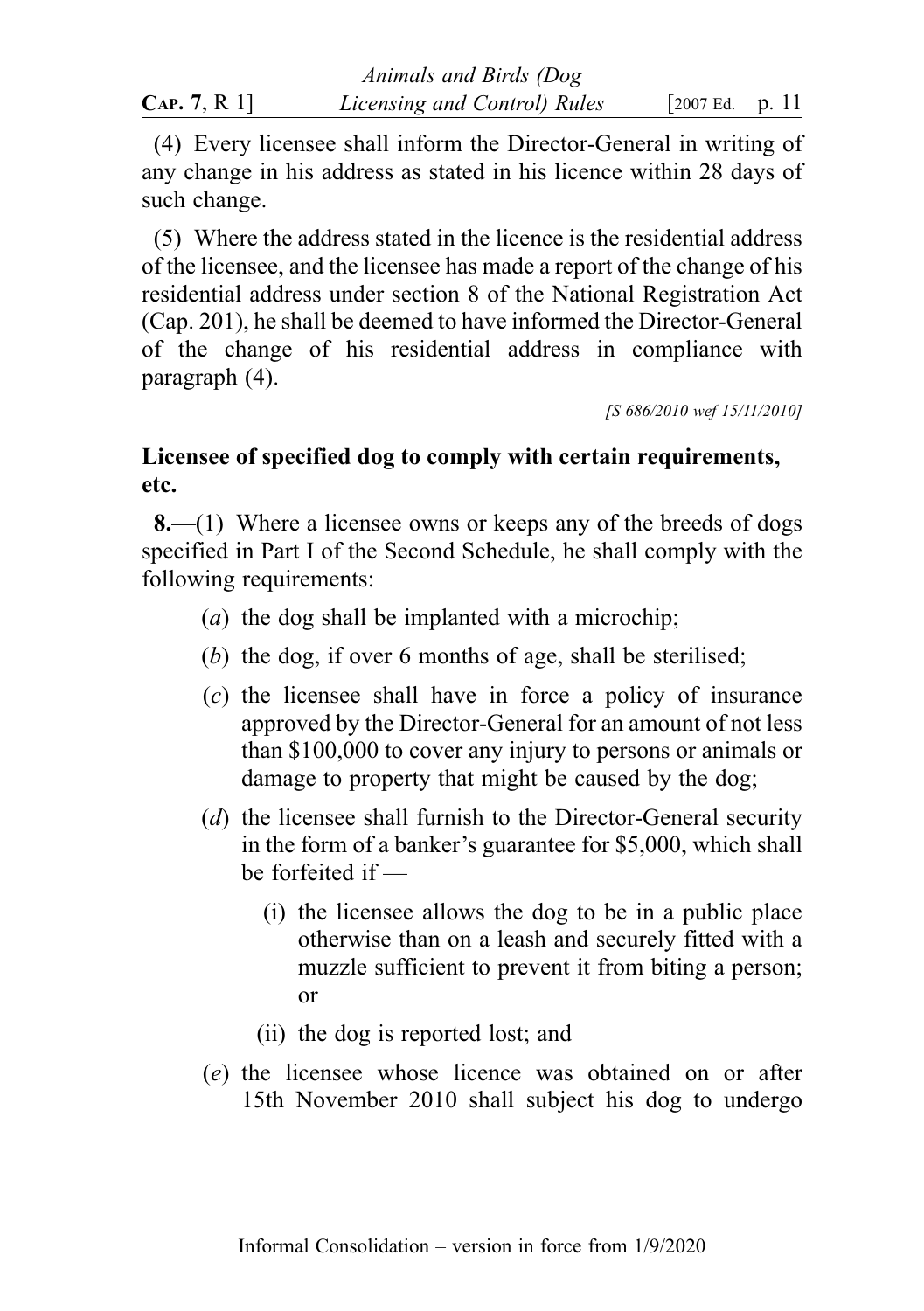(4) Every licensee shall inform the Director-General in writing of any change in his address as stated in his licence within 28 days of such change.

(5) Where the address stated in the licence is the residential address of the licensee, and the licensee has made a report of the change of his residential address under section 8 of the National Registration Act (Cap. 201), he shall be deemed to have informed the Director-General of the change of his residential address in compliance with paragraph (4).

*[S 686/2010 wef 15/11/2010]*

**Licensee of specified dog to comply with certain requirements, etc.**

**8.**—(1) Where a licensee owns or keeps any of the breeds of dogs specified in Part I of the Second Schedule, he shall comply with the following requirements:

(*a*) the dog shall be implanted with a microchip;

(*b*) the dog, if over 6 months of age, shall be sterilised;

(*c*) the licensee shall have in force a policy of insurance approved by the Director-General for an amount of not less than $100,000 to cover any injury to persons or animals or damage to property that might be caused by the dog;

(*d*) the licensee shall furnish to the Director-General security in the form of a banker's guarantee for $5,000, which shall be forfeited if —

(i) the licensee allows the dog to be in a public place otherwise than on a leash and securely fitted with a muzzle sufficient to prevent it from biting a person; or

(ii) the dog is reported lost; and

(*e*) the licensee whose licence was obtained on or after 15th November 2010 shall subject his dog to undergo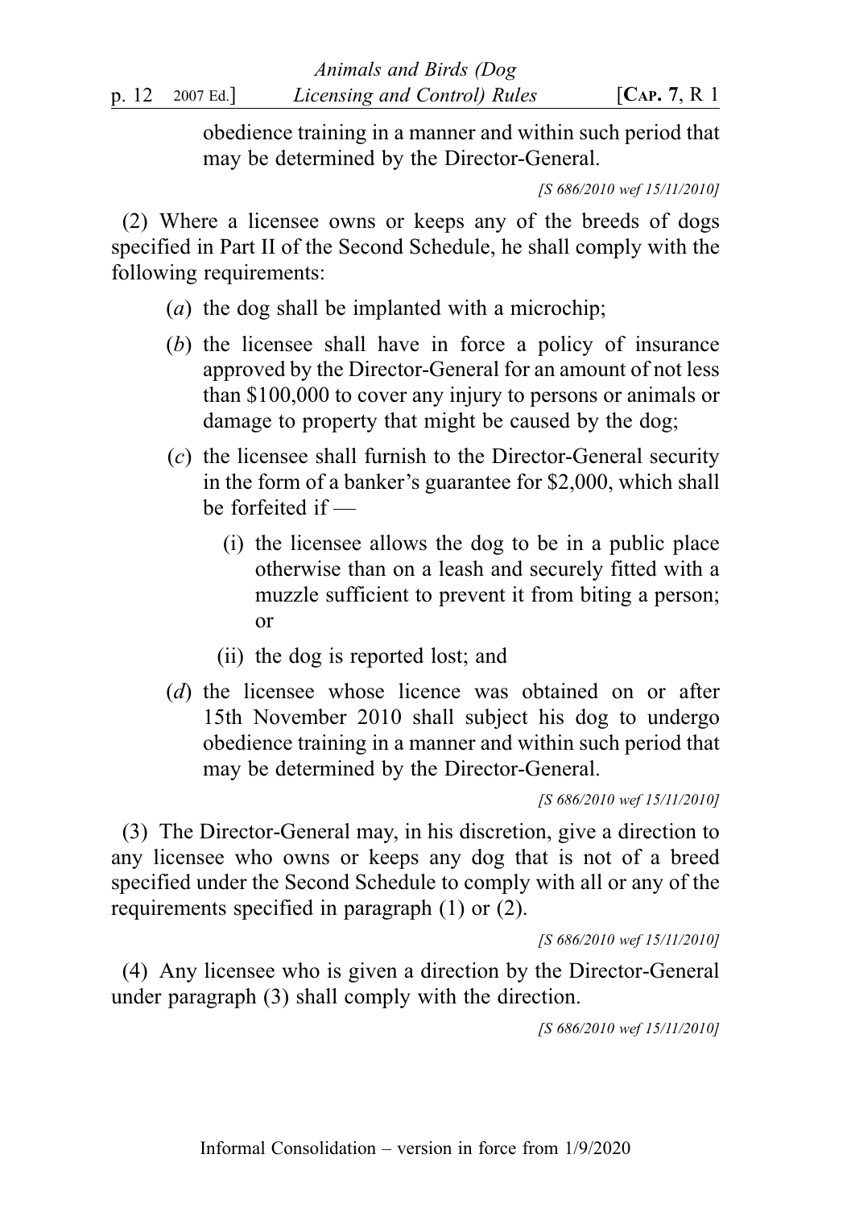obedience training in a manner and within such period that may be determined by the Director-General.

*[S 686/2010 wef 15/11/2010]*

(2) Where a licensee owns or keeps any of the breeds of dogs specified in Part II of the Second Schedule, he shall comply with the following requirements:

(*a*) the dog shall be implanted with a microchip;

(*b*) the licensee shall have in force a policy of insurance approved by the Director-General for an amount of not less than $100,000 to cover any injury to persons or animals or damage to property that might be caused by the dog;

(*c*) the licensee shall furnish to the Director-General security in the form of a banker's guarantee for $2,000, which shall be forfeited if —

(i) the licensee allows the dog to be in a public place otherwise than on a leash and securely fitted with a muzzle sufficient to prevent it from biting a person; or

(ii) the dog is reported lost; and

(*d*) the licensee whose licence was obtained on or after 15th November 2010 shall subject his dog to undergo obedience training in a manner and within such period that may be determined by the Director-General.

*[S 686/2010 wef 15/11/2010]*

(3) The Director-General may, in his discretion, give a direction to any licensee who owns or keeps any dog that is not of a breed specified under the Second Schedule to comply with all or any of the requirements specified in paragraph (1) or (2).

*[S 686/2010 wef 15/11/2010]*

(4) Any licensee who is given a direction by the Director-General under paragraph (3) shall comply with the direction.

*[S 686/2010 wef 15/11/2010]*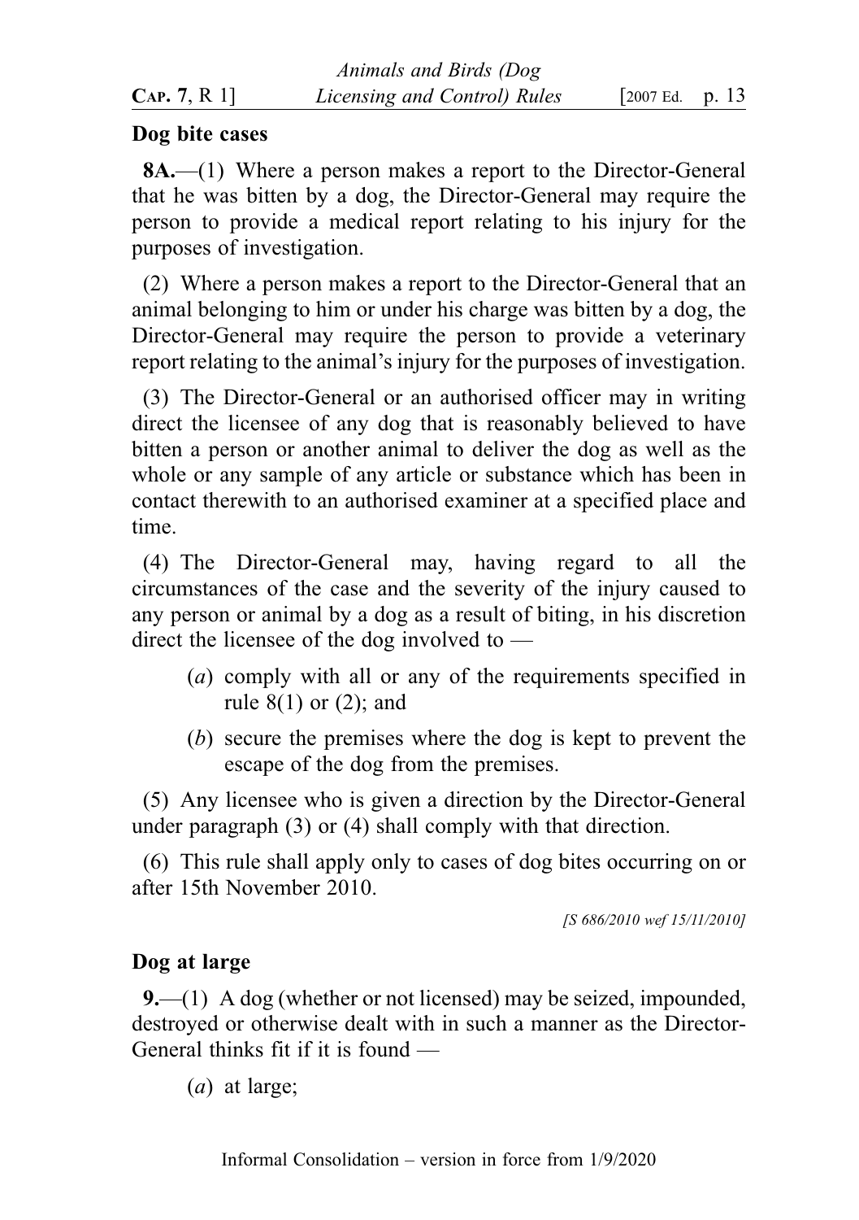**Dog bite cases**

**8A.**—(1) Where a person makes a report to the Director-General that he was bitten by a dog, the Director-General may require the person to provide a medical report relating to his injury for the purposes of investigation.

(2) Where a person makes a report to the Director-General that an animal belonging to him or under his charge was bitten by a dog, the Director-General may require the person to provide a veterinary report relating to the animal's injury for the purposes of investigation.

(3) The Director-General or an authorised officer may in writing direct the licensee of any dog that is reasonably believed to have bitten a person or another animal to deliver the dog as well as the whole or any sample of any article or substance which has been in contact therewith to an authorised examiner at a specified place and time.

(4) The Director-General may, having regard to all the circumstances of the case and the severity of the injury caused to any person or animal by a dog as a result of biting, in his discretion direct the licensee of the dog involved to —

- (*a*) comply with all or any of the requirements specified in rule 8(1) or (2); and
- (*b*) secure the premises where the dog is kept to prevent the escape of the dog from the premises.

(5) Any licensee who is given a direction by the Director-General under paragraph (3) or (4) shall comply with that direction.

(6) This rule shall apply only to cases of dog bites occurring on or after 15th November 2010.

*[S 686/2010 wef 15/11/2010]*

**Dog at large**

**9.**—(1) A dog (whether or not licensed) may be seized, impounded, destroyed or otherwise dealt with in such a manner as the Director-General thinks fit if it is found —

- (*a*) at large;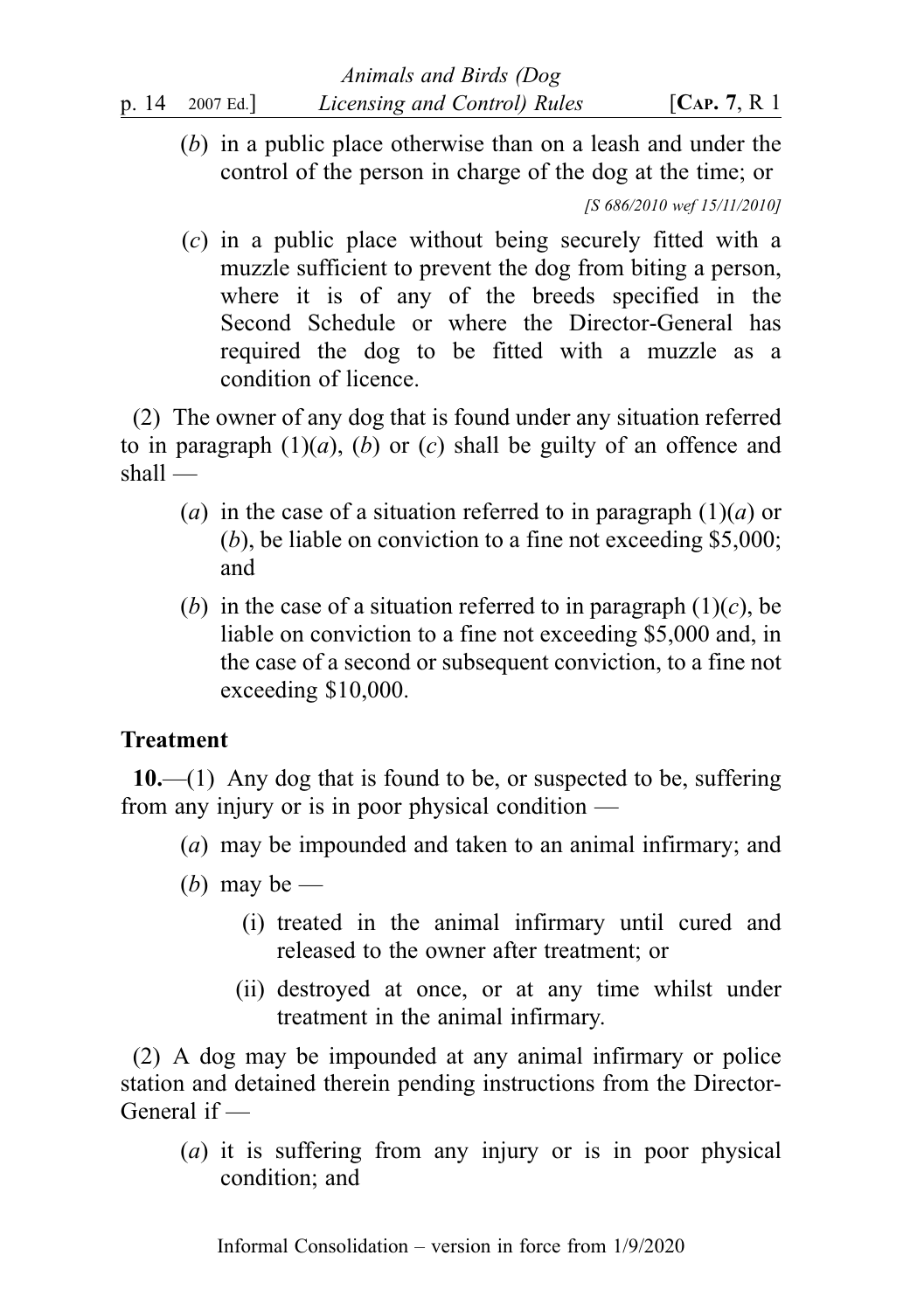(*b*) in a public place otherwise than on a leash and under the control of the person in charge of the dog at the time; or

*[S 686/2010 wef 15/11/2010]*

(*c*) in a public place without being securely fitted with a muzzle sufficient to prevent the dog from biting a person, where it is of any of the breeds specified in the Second Schedule or where the Director-General has required the dog to be fitted with a muzzle as a condition of licence.

(2) The owner of any dog that is found under any situation referred to in paragraph (1)(*a*), (*b*) or (*c*) shall be guilty of an offence and shall —

(*a*) in the case of a situation referred to in paragraph (1)(*a*) or (*b*), be liable on conviction to a fine not exceeding $5,000; and

(*b*) in the case of a situation referred to in paragraph (1)(*c*), be liable on conviction to a fine not exceeding $5,000 and, in the case of a second or subsequent conviction, to a fine not exceeding $10,000.

**Treatment**

**10.**—(1) Any dog that is found to be, or suspected to be, suffering from any injury or is in poor physical condition —

(*a*) may be impounded and taken to an animal infirmary; and

(*b*) may be —

(i) treated in the animal infirmary until cured and released to the owner after treatment; or

(ii) destroyed at once, or at any time whilst under treatment in the animal infirmary.

(2) A dog may be impounded at any animal infirmary or police station and detained therein pending instructions from the Director-General if —

(*a*) it is suffering from any injury or is in poor physical condition; and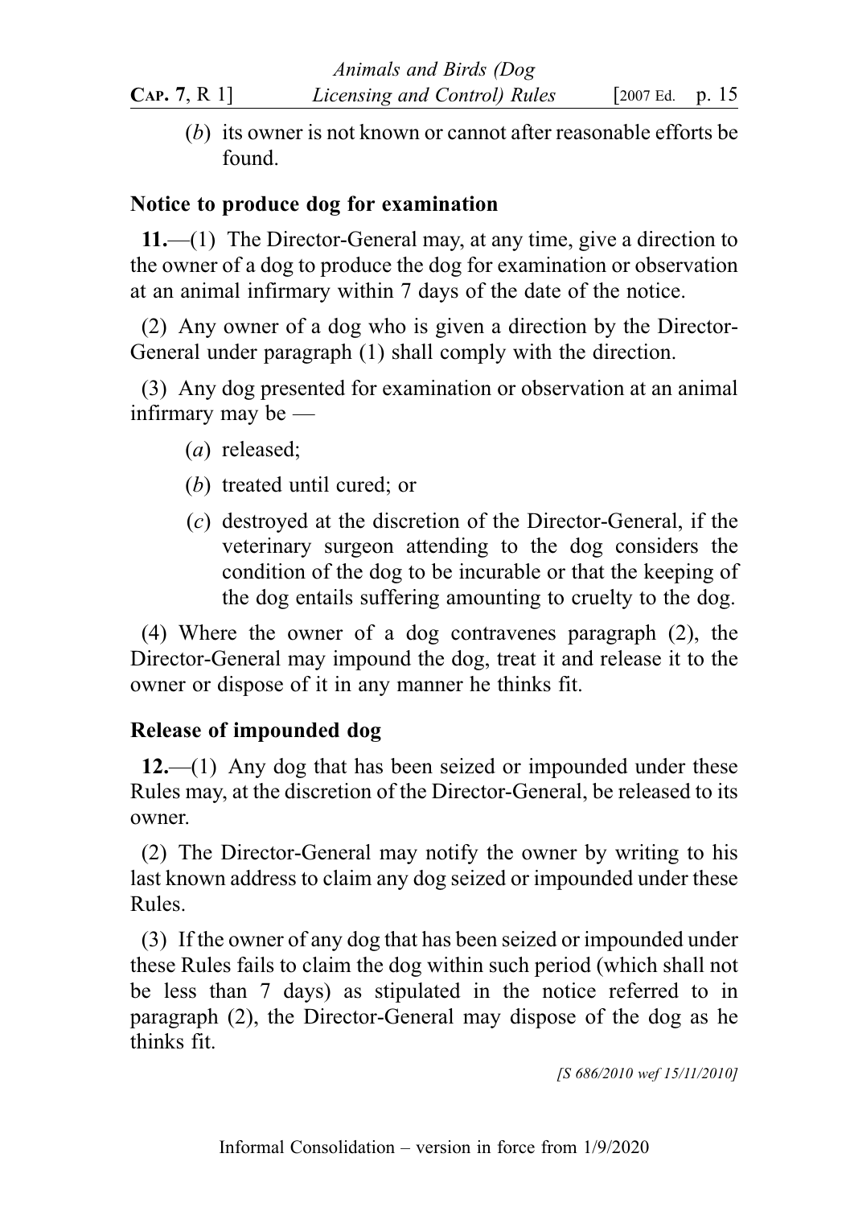(*b*) its owner is not known or cannot after reasonable efforts be found.

## Notice to produce dog for examination

**11.**—(1) The Director-General may, at any time, give a direction to the owner of a dog to produce the dog for examination or observation at an animal infirmary within 7 days of the date of the notice.

(2) Any owner of a dog who is given a direction by the Director-General under paragraph (1) shall comply with the direction.

(3) Any dog presented for examination or observation at an animal infirmary may be —

(*a*) released;

(*b*) treated until cured; or

(*c*) destroyed at the discretion of the Director-General, if the veterinary surgeon attending to the dog considers the condition of the dog to be incurable or that the keeping of the dog entails suffering amounting to cruelty to the dog.

(4) Where the owner of a dog contravenes paragraph (2), the Director-General may impound the dog, treat it and release it to the owner or dispose of it in any manner he thinks fit.

## Release of impounded dog

**12.**—(1) Any dog that has been seized or impounded under these Rules may, at the discretion of the Director-General, be released to its owner.

(2) The Director-General may notify the owner by writing to his last known address to claim any dog seized or impounded under these Rules.

(3) If the owner of any dog that has been seized or impounded under these Rules fails to claim the dog within such period (which shall not be less than 7 days) as stipulated in the notice referred to in paragraph (2), the Director-General may dispose of the dog as he thinks fit.

*[S 686/2010 wef 15/11/2010]*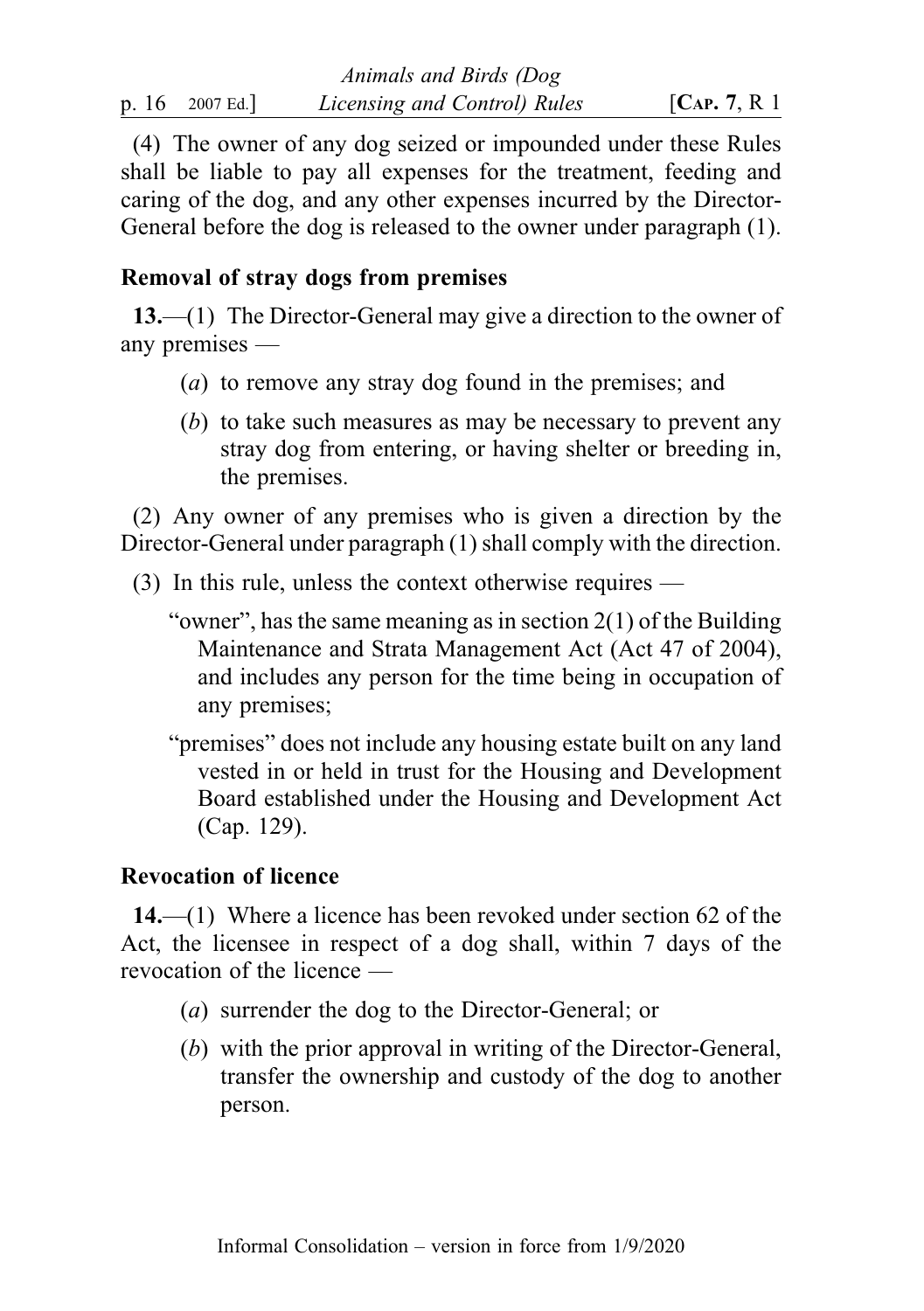(4) The owner of any dog seized or impounded under these Rules shall be liable to pay all expenses for the treatment, feeding and caring of the dog, and any other expenses incurred by the Director-General before the dog is released to the owner under paragraph (1).

### Removal of stray dogs from premises

**13.**—(1) The Director-General may give a direction to the owner of any premises —

(*a*) to remove any stray dog found in the premises; and

(*b*) to take such measures as may be necessary to prevent any stray dog from entering, or having shelter or breeding in, the premises.

(2) Any owner of any premises who is given a direction by the Director-General under paragraph (1) shall comply with the direction.

(3) In this rule, unless the context otherwise requires —

"owner", has the same meaning as in section 2(1) of the Building Maintenance and Strata Management Act (Act 47 of 2004), and includes any person for the time being in occupation of any premises;

"premises" does not include any housing estate built on any land vested in or held in trust for the Housing and Development Board established under the Housing and Development Act (Cap. 129).

### Revocation of licence

**14.**—(1) Where a licence has been revoked under section 62 of the Act, the licensee in respect of a dog shall, within 7 days of the revocation of the licence —

(*a*) surrender the dog to the Director-General; or

(*b*) with the prior approval in writing of the Director-General, transfer the ownership and custody of the dog to another person.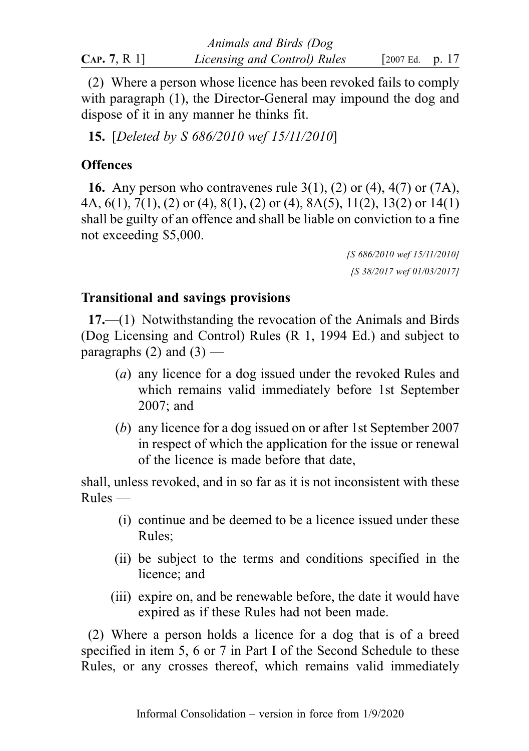(2) Where a person whose licence has been revoked fails to comply with paragraph (1), the Director-General may impound the dog and dispose of it in any manner he thinks fit.

**15.** [*Deleted by S 686/2010 wef 15/11/2010*]

### Offences

**16.** Any person who contravenes rule 3(1), (2) or (4), 4(7) or (7A), 4A, 6(1), 7(1), (2) or (4), 8(1), (2) or (4), 8A(5), 11(2), 13(2) or 14(1) shall be guilty of an offence and shall be liable on conviction to a fine not exceeding $5,000.

*[S 686/2010 wef 15/11/2010]*
*[S 38/2017 wef 01/03/2017]*

### Transitional and savings provisions

**17.**—(1) Notwithstanding the revocation of the Animals and Birds (Dog Licensing and Control) Rules (R 1, 1994 Ed.) and subject to paragraphs (2) and (3) —

(*a*) any licence for a dog issued under the revoked Rules and which remains valid immediately before 1st September 2007; and

(*b*) any licence for a dog issued on or after 1st September 2007 in respect of which the application for the issue or renewal of the licence is made before that date,

shall, unless revoked, and in so far as it is not inconsistent with these Rules —

(i) continue and be deemed to be a licence issued under these Rules;

(ii) be subject to the terms and conditions specified in the licence; and

(iii) expire on, and be renewable before, the date it would have expired as if these Rules had not been made.

(2) Where a person holds a licence for a dog that is of a breed specified in item 5, 6 or 7 in Part I of the Second Schedule to these Rules, or any crosses thereof, which remains valid immediately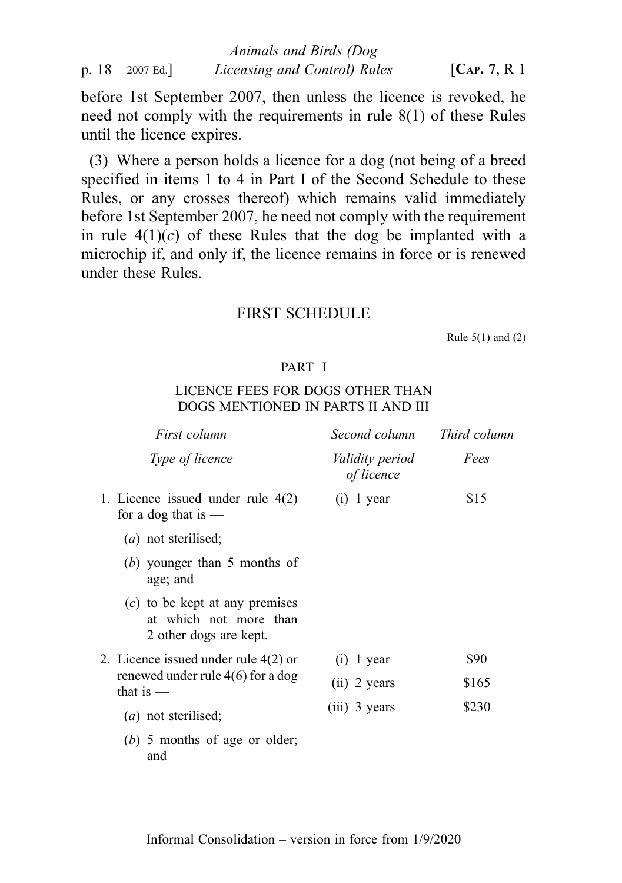before 1st September 2007, then unless the licence is revoked, he need not comply with the requirements in rule 8(1) of these Rules until the licence expires.

(3) Where a person holds a licence for a dog (not being of a breed specified in items 1 to 4 in Part I of the Second Schedule to these Rules, or any crosses thereof) which remains valid immediately before 1st September 2007, he need not comply with the requirement in rule 4(1)(*c*) of these Rules that the dog be implanted with a microchip if, and only if, the licence remains in force or is renewed under these Rules.

## FIRST SCHEDULE

Rule 5(1) and (2)

### PART I

### LICENCE FEES FOR DOGS OTHER THAN DOGS MENTIONED IN PARTS II AND III

| *First column* | *Second column* | *Third column* |
|---|---|---|
| *Type of licence* | *Validity period of licence* | *Fees* |
| 1. Licence issued under rule 4(2) for a dog that is — (*a*) not sterilised; (*b*) younger than 5 months of age; and (*c*) to be kept at any premises at which not more than 2 other dogs are kept. | (i) 1 year | $15 |
| 2. Licence issued under rule 4(2) or renewed under rule 4(6) for a dog that is — (*a*) not sterilised; (*b*) 5 months of age or older; and | (i) 1 year | $90 |
| | (ii) 2 years | $165 |
| | (iii) 3 years | $230 |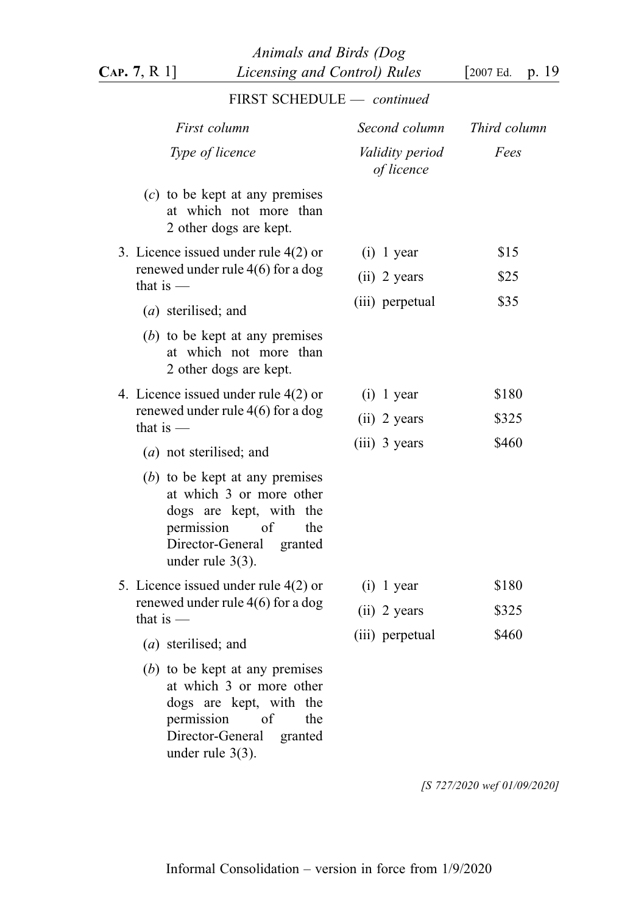FIRST SCHEDULE — *continued*

| *First column* | *Second column* | *Third column* |
|---|---|---|
| *Type of licence* | *Validity period of licence* | *Fees* |
| (*c*) to be kept at any premises at which not more than 2 other dogs are kept. | | |
| 3. Licence issued under rule 4(2) or renewed under rule 4(6) for a dog that is — | (i) 1 year | $15 |
| | (ii) 2 years | $25 |
| (*a*) sterilised; and | (iii) perpetual | $35 |
| (*b*) to be kept at any premises at which not more than 2 other dogs are kept. | | |
| 4. Licence issued under rule 4(2) or renewed under rule 4(6) for a dog that is — | (i) 1 year | $180 |
| | (ii) 2 years | $325 |
| (*a*) not sterilised; and | (iii) 3 years | $460 |
| (*b*) to be kept at any premises at which 3 or more other dogs are kept, with the permission of the Director-General granted under rule 3(3). | | |
| 5. Licence issued under rule 4(2) or renewed under rule 4(6) for a dog that is — | (i) 1 year | $180 |
| | (ii) 2 years | $325 |
| (*a*) sterilised; and | (iii) perpetual | $460 |
| (*b*) to be kept at any premises at which 3 or more other dogs are kept, with the permission of the Director-General granted under rule 3(3). | | |

*[S 727/2020 wef 01/09/2020]*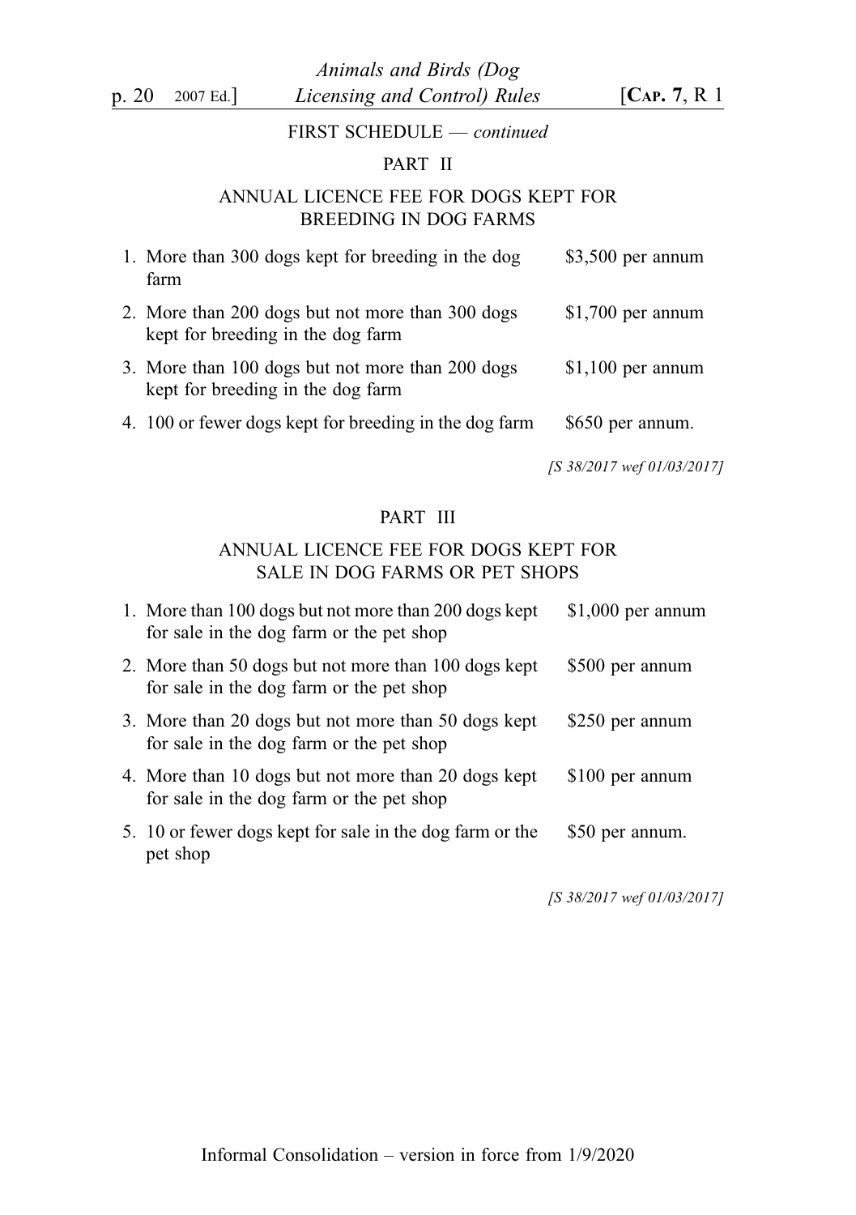FIRST SCHEDULE — *continued*

## PART II

### ANNUAL LICENCE FEE FOR DOGS KEPT FOR BREEDING IN DOG FARMS

| | |
|---|---|
| 1. More than 300 dogs kept for breeding in the dog farm | $3,500 per annum |
| 2. More than 200 dogs but not more than 300 dogs kept for breeding in the dog farm | $1,700 per annum |
| 3. More than 100 dogs but not more than 200 dogs kept for breeding in the dog farm | $1,100 per annum |
| 4. 100 or fewer dogs kept for breeding in the dog farm | $650 per annum. |

*[S 38/2017 wef 01/03/2017]*

## PART III

### ANNUAL LICENCE FEE FOR DOGS KEPT FOR SALE IN DOG FARMS OR PET SHOPS

| | |
|---|---|
| 1. More than 100 dogs but not more than 200 dogs kept for sale in the dog farm or the pet shop | $1,000 per annum |
| 2. More than 50 dogs but not more than 100 dogs kept for sale in the dog farm or the pet shop | $500 per annum |
| 3. More than 20 dogs but not more than 50 dogs kept for sale in the dog farm or the pet shop | $250 per annum |
| 4. More than 10 dogs but not more than 20 dogs kept for sale in the dog farm or the pet shop | $100 per annum |
| 5. 10 or fewer dogs kept for sale in the dog farm or the pet shop | $50 per annum. |

*[S 38/2017 wef 01/03/2017]*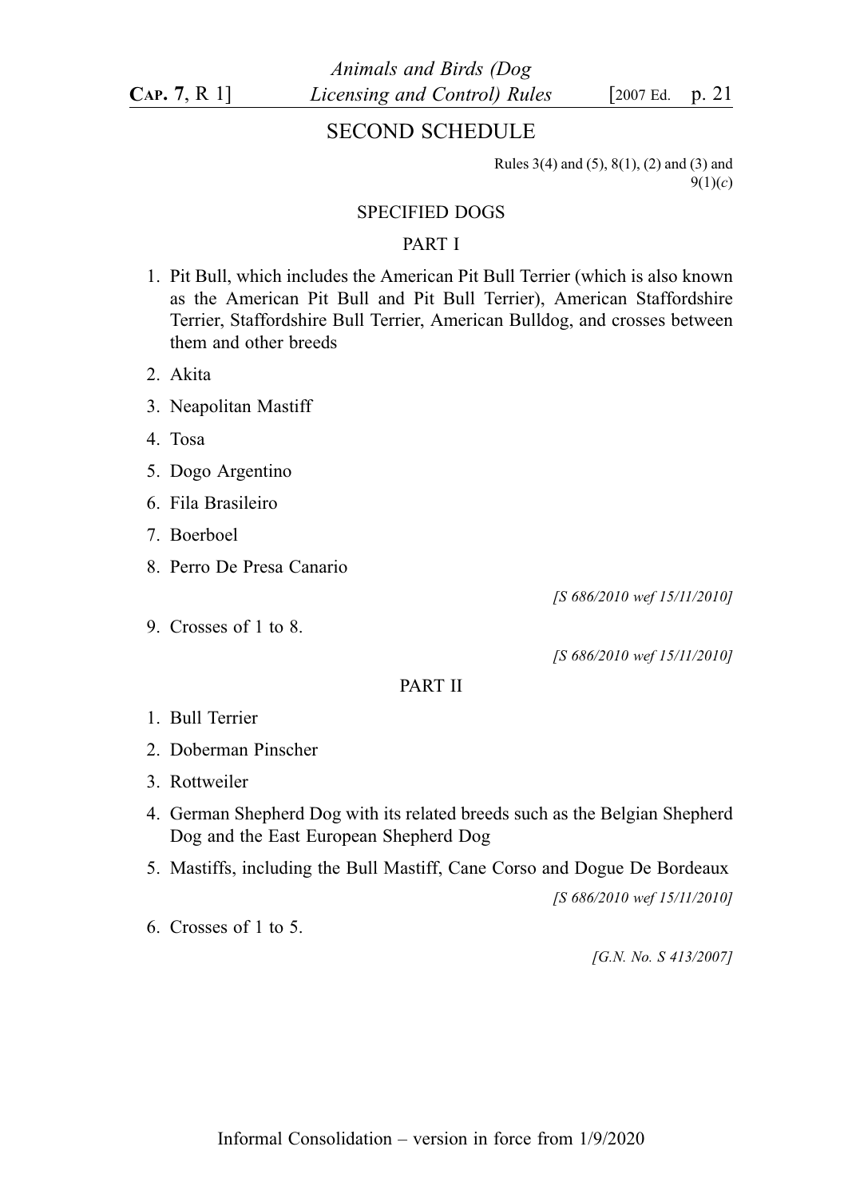## SECOND SCHEDULE

Rules 3(4) and (5), 8(1), (2) and (3) and 9(1)(*c*)

### SPECIFIED DOGS

#### PART I

1. Pit Bull, which includes the American Pit Bull Terrier (which is also known as the American Pit Bull and Pit Bull Terrier), American Staffordshire Terrier, Staffordshire Bull Terrier, American Bulldog, and crosses between them and other breeds
2. Akita
3. Neapolitan Mastiff
4. Tosa
5. Dogo Argentino
6. Fila Brasileiro
7. Boerboel
8. Perro De Presa Canario

*[S 686/2010 wef 15/11/2010]*

9. Crosses of 1 to 8.

*[S 686/2010 wef 15/11/2010]*

#### PART II

1. Bull Terrier
2. Doberman Pinscher
3. Rottweiler
4. German Shepherd Dog with its related breeds such as the Belgian Shepherd Dog and the East European Shepherd Dog
5. Mastiffs, including the Bull Mastiff, Cane Corso and Dogue De Bordeaux

*[S 686/2010 wef 15/11/2010]*

6. Crosses of 1 to 5.

*[G.N. No. S 413/2007]*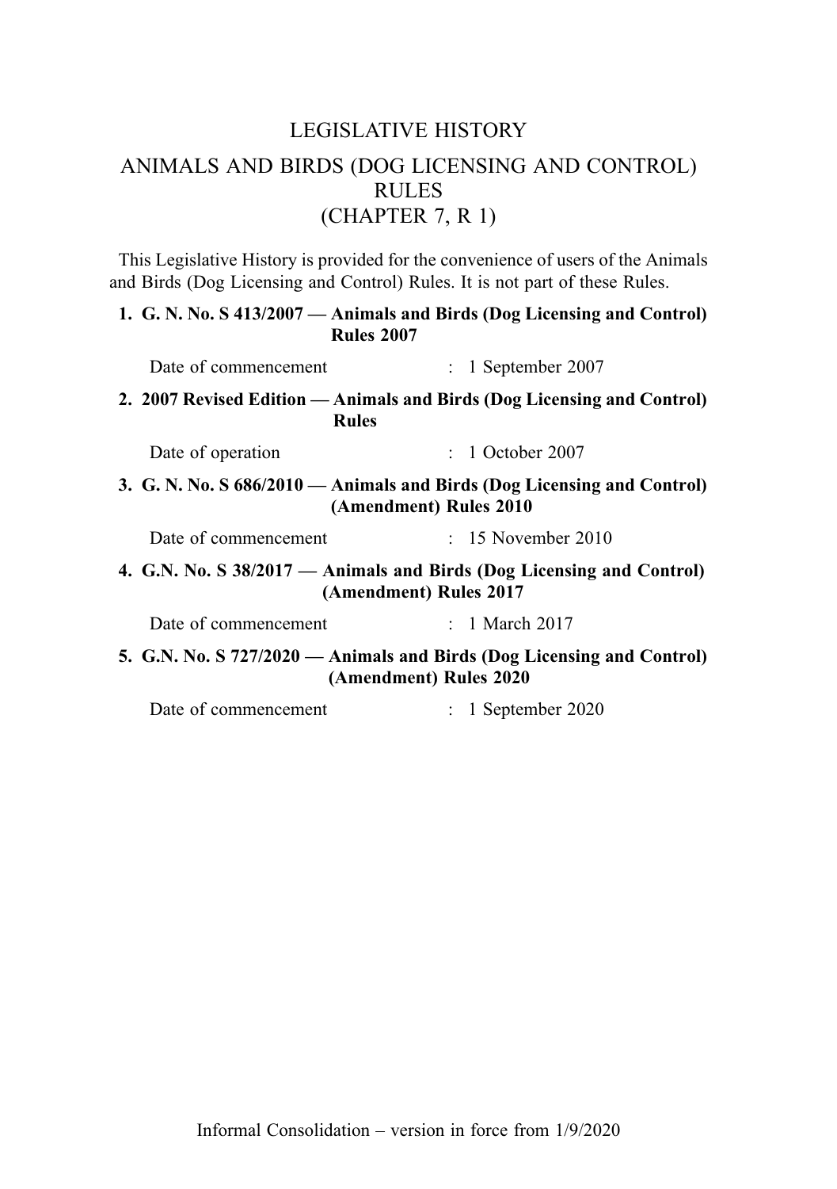# LEGISLATIVE HISTORY

# ANIMALS AND BIRDS (DOG LICENSING AND CONTROL) RULES
# (CHAPTER 7, R 1)

This Legislative History is provided for the convenience of users of the Animals and Birds (Dog Licensing and Control) Rules. It is not part of these Rules.

**1. G. N. No. S 413/2007 — Animals and Birds (Dog Licensing and Control) Rules 2007**

Date of commencement : 1 September 2007

**2. 2007 Revised Edition — Animals and Birds (Dog Licensing and Control) Rules**

Date of operation : 1 October 2007

**3. G. N. No. S 686/2010 — Animals and Birds (Dog Licensing and Control) (Amendment) Rules 2010**

Date of commencement : 15 November 2010

**4. G.N. No. S 38/2017 — Animals and Birds (Dog Licensing and Control) (Amendment) Rules 2017**

Date of commencement : 1 March 2017

**5. G.N. No. S 727/2020 — Animals and Birds (Dog Licensing and Control) (Amendment) Rules 2020**

Date of commencement : 1 September 2020